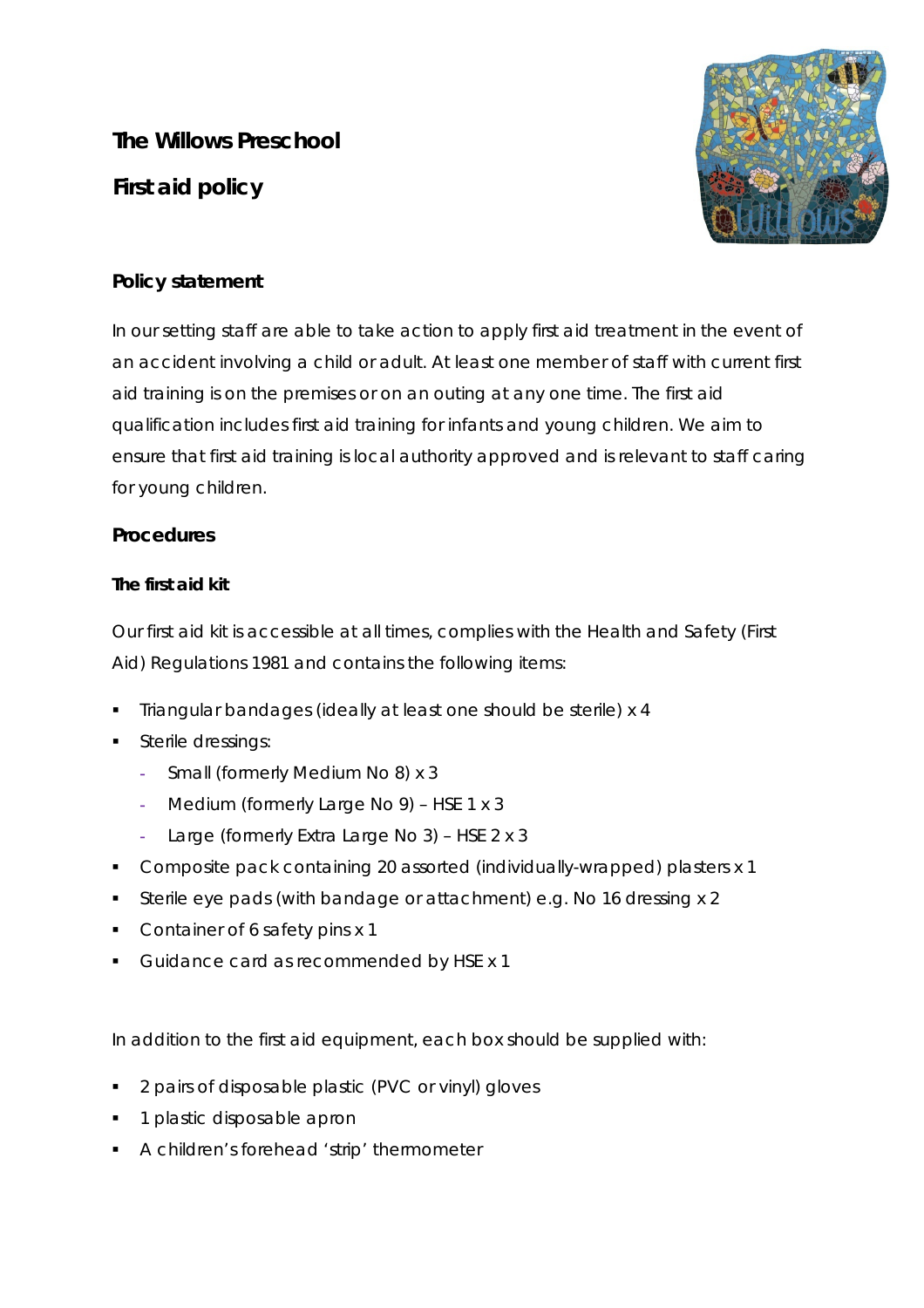# The Willows Preschool

## First aid policy

### Policy statement

In our setting staff are able to take action to apply first aid treatment in the event of an accident involving a child or adult. At least one member of staff with current first aid training is on the premises or on an outing at any one time. The first aid qualification includes first aid training for infants and young children. We aim to ensure that first aid training is local authority approved and is relevant to staff caring for young children.

### Procedures

#### The first aid kit

Our first aid kit is accessible at all times, complies with the Health and Safety (First Aid) Regulations 1981 and contains the following items:

- Triangular bandages (ideally at least one should be sterile) x 4
- Sterile dressings:
  - Small (formerly Medium No 8) x 3
  - Medium (formerly Large No 9) – HSE 1 x 3
  - Large (formerly Extra Large No 3) – HSE 2 x 3
- Composite pack containing 20 assorted (individually-wrapped) plasters x 1
- Sterile eye pads (with bandage or attachment) e.g. No 16 dressing x 2
- Container of 6 safety pins x 1
- Guidance card as recommended by HSE x 1

In addition to the first aid equipment, each box should be supplied with:

- 2 pairs of disposable plastic (PVC or vinyl) gloves
- 1 plastic disposable apron
- A children's forehead 'strip' thermometer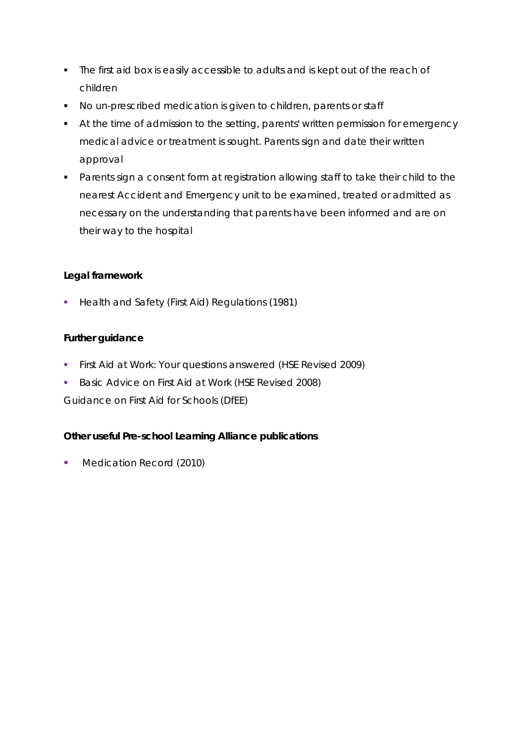- The first aid box is easily accessible to adults and is kept out of the reach of children
- No un-prescribed medication is given to children, parents or staff
- At the time of admission to the setting, parents' written permission for emergency medical advice or treatment is sought. Parents sign and date their written approval
- Parents sign a consent form at registration allowing staff to take their child to the nearest Accident and Emergency unit to be examined, treated or admitted as necessary on the understanding that parents have been informed and are on their way to the hospital

**Legal framework**

- Health and Safety (First Aid) Regulations (1981)

**Further guidance**

- First Aid at Work: Your questions answered (HSE Revised 2009)
- Basic Advice on First Aid at Work (HSE Revised 2008)

Guidance on First Aid for Schools (DfEE)

**Other useful Pre-school Learning Alliance publications**

- Medication Record (2010)